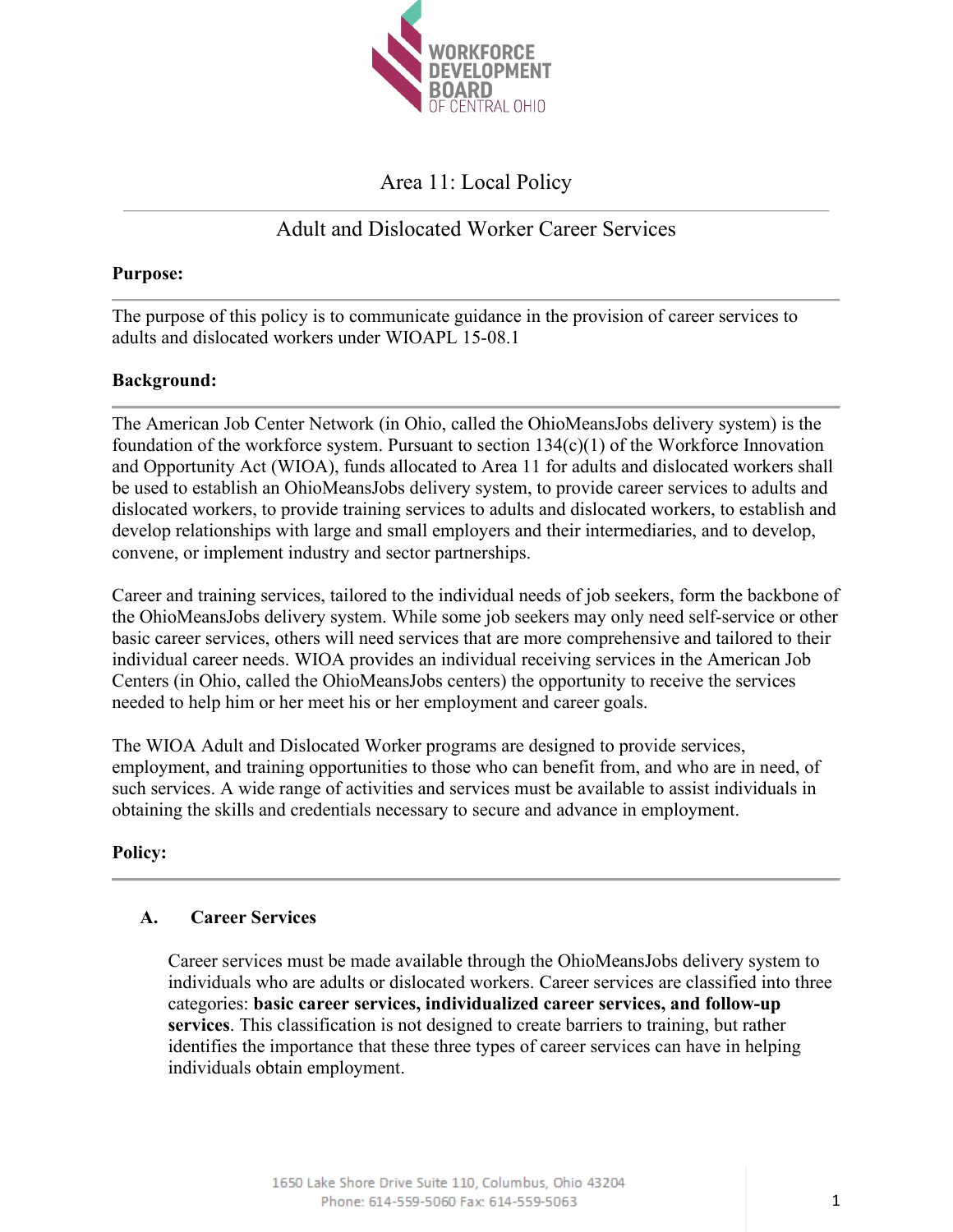WORKFORCE DEVELOPMENT BOARD OF CENTRAL OHIO

# Area 11: Local Policy

## Adult and Dislocated Worker Career Services

**Purpose:**

The purpose of this policy is to communicate guidance in the provision of career services to adults and dislocated workers under WIOAPL 15-08.1

**Background:**

The American Job Center Network (in Ohio, called the OhioMeansJobs delivery system) is the foundation of the workforce system. Pursuant to section 134(c)(1) of the Workforce Innovation and Opportunity Act (WIOA), funds allocated to Area 11 for adults and dislocated workers shall be used to establish an OhioMeansJobs delivery system, to provide career services to adults and dislocated workers, to provide training services to adults and dislocated workers, to establish and develop relationships with large and small employers and their intermediaries, and to develop, convene, or implement industry and sector partnerships.

Career and training services, tailored to the individual needs of job seekers, form the backbone of the OhioMeansJobs delivery system. While some job seekers may only need self-service or other basic career services, others will need services that are more comprehensive and tailored to their individual career needs. WIOA provides an individual receiving services in the American Job Centers (in Ohio, called the OhioMeansJobs centers) the opportunity to receive the services needed to help him or her meet his or her employment and career goals.

The WIOA Adult and Dislocated Worker programs are designed to provide services, employment, and training opportunities to those who can benefit from, and who are in need, of such services. A wide range of activities and services must be available to assist individuals in obtaining the skills and credentials necessary to secure and advance in employment.

**Policy:**

### A. Career Services

Career services must be made available through the OhioMeansJobs delivery system to individuals who are adults or dislocated workers. Career services are classified into three categories: **basic career services, individualized career services, and follow-up services**. This classification is not designed to create barriers to training, but rather identifies the importance that these three types of career services can have in helping individuals obtain employment.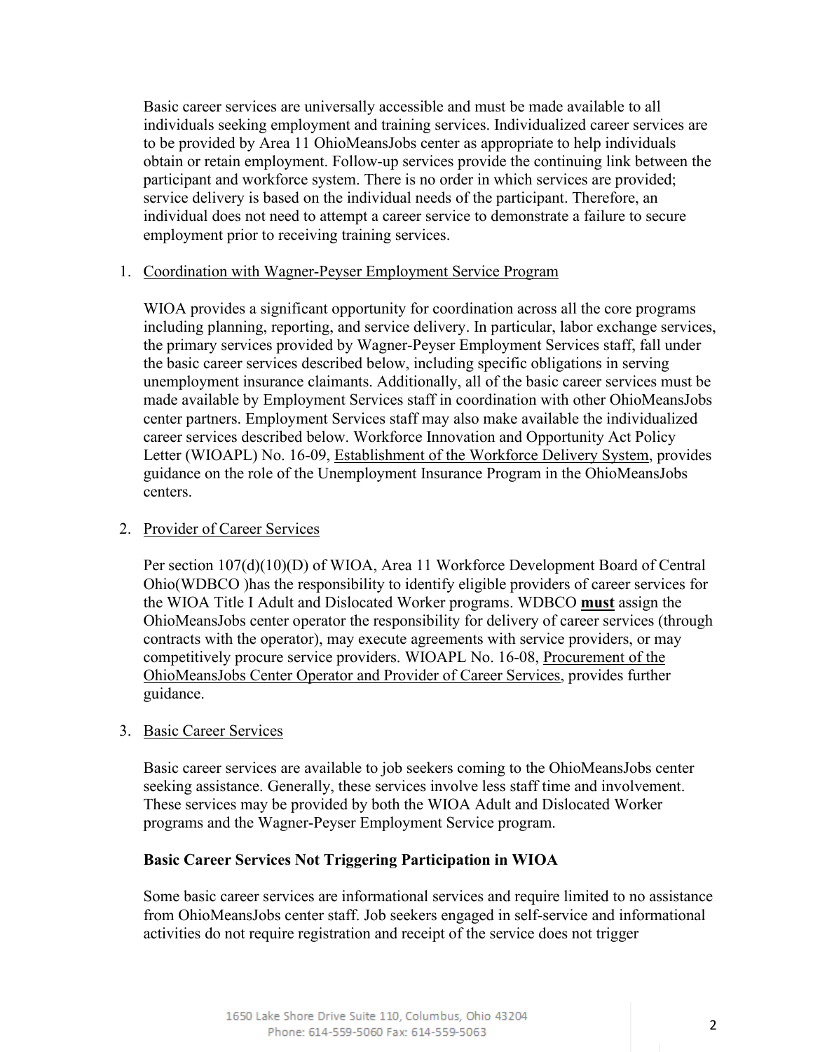Basic career services are universally accessible and must be made available to all individuals seeking employment and training services. Individualized career services are to be provided by Area 11 OhioMeansJobs center as appropriate to help individuals obtain or retain employment. Follow-up services provide the continuing link between the participant and workforce system. There is no order in which services are provided; service delivery is based on the individual needs of the participant. Therefore, an individual does not need to attempt a career service to demonstrate a failure to secure employment prior to receiving training services.

1. Coordination with Wagner-Peyser Employment Service Program

   WIOA provides a significant opportunity for coordination across all the core programs including planning, reporting, and service delivery. In particular, labor exchange services, the primary services provided by Wagner-Peyser Employment Services staff, fall under the basic career services described below, including specific obligations in serving unemployment insurance claimants. Additionally, all of the basic career services must be made available by Employment Services staff in coordination with other OhioMeansJobs center partners. Employment Services staff may also make available the individualized career services described below. Workforce Innovation and Opportunity Act Policy Letter (WIOAPL) No. 16-09, Establishment of the Workforce Delivery System, provides guidance on the role of the Unemployment Insurance Program in the OhioMeansJobs centers.

2. Provider of Career Services

   Per section 107(d)(10)(D) of WIOA, Area 11 Workforce Development Board of Central Ohio(WDBCO )has the responsibility to identify eligible providers of career services for the WIOA Title I Adult and Dislocated Worker programs. WDBCO **must** assign the OhioMeansJobs center operator the responsibility for delivery of career services (through contracts with the operator), may execute agreements with service providers, or may competitively procure service providers. WIOAPL No. 16-08, Procurement of the OhioMeansJobs Center Operator and Provider of Career Services, provides further guidance.

3. Basic Career Services

   Basic career services are available to job seekers coming to the OhioMeansJobs center seeking assistance. Generally, these services involve less staff time and involvement. These services may be provided by both the WIOA Adult and Dislocated Worker programs and the Wagner-Peyser Employment Service program.

   **Basic Career Services Not Triggering Participation in WIOA**

   Some basic career services are informational services and require limited to no assistance from OhioMeansJobs center staff. Job seekers engaged in self-service and informational activities do not require registration and receipt of the service does not trigger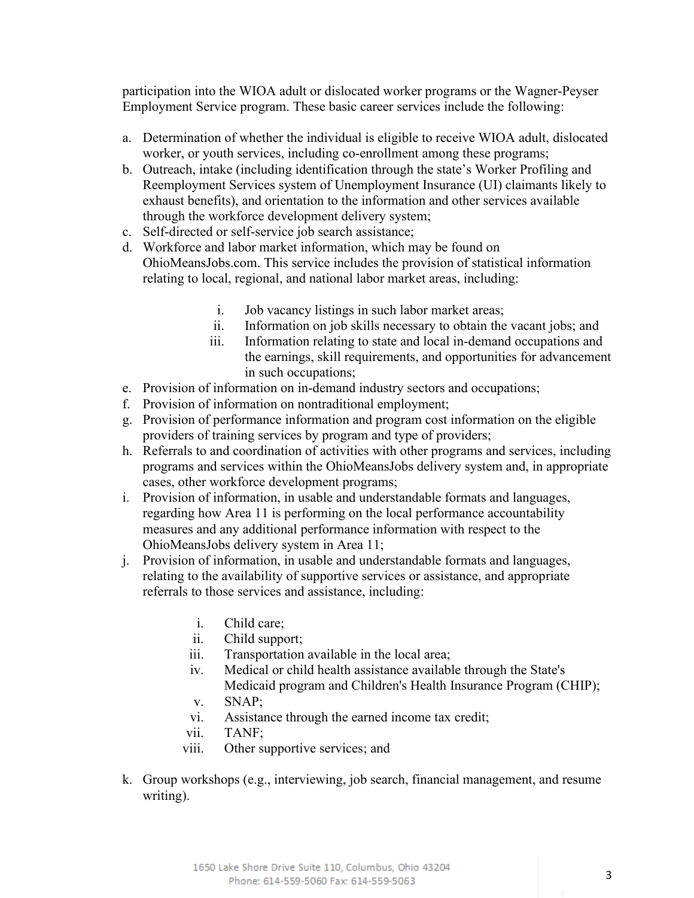participation into the WIOA adult or dislocated worker programs or the Wagner-Peyser Employment Service program. These basic career services include the following:

a. Determination of whether the individual is eligible to receive WIOA adult, dislocated worker, or youth services, including co-enrollment among these programs;
b. Outreach, intake (including identification through the state's Worker Profiling and Reemployment Services system of Unemployment Insurance (UI) claimants likely to exhaust benefits), and orientation to the information and other services available through the workforce development delivery system;
c. Self-directed or self-service job search assistance;
d. Workforce and labor market information, which may be found on OhioMeansJobs.com. This service includes the provision of statistical information relating to local, regional, and national labor market areas, including:
    i. Job vacancy listings in such labor market areas;
    ii. Information on job skills necessary to obtain the vacant jobs; and
    iii. Information relating to state and local in-demand occupations and the earnings, skill requirements, and opportunities for advancement in such occupations;
e. Provision of information on in-demand industry sectors and occupations;
f. Provision of information on nontraditional employment;
g. Provision of performance information and program cost information on the eligible providers of training services by program and type of providers;
h. Referrals to and coordination of activities with other programs and services, including programs and services within the OhioMeansJobs delivery system and, in appropriate cases, other workforce development programs;
i. Provision of information, in usable and understandable formats and languages, regarding how Area 11 is performing on the local performance accountability measures and any additional performance information with respect to the OhioMeansJobs delivery system in Area 11;
j. Provision of information, in usable and understandable formats and languages, relating to the availability of supportive services or assistance, and appropriate referrals to those services and assistance, including:
    i. Child care;
    ii. Child support;
    iii. Transportation available in the local area;
    iv. Medical or child health assistance available through the State's Medicaid program and Children's Health Insurance Program (CHIP);
    v. SNAP;
    vi. Assistance through the earned income tax credit;
    vii. TANF;
    viii. Other supportive services; and
k. Group workshops (e.g., interviewing, job search, financial management, and resume writing).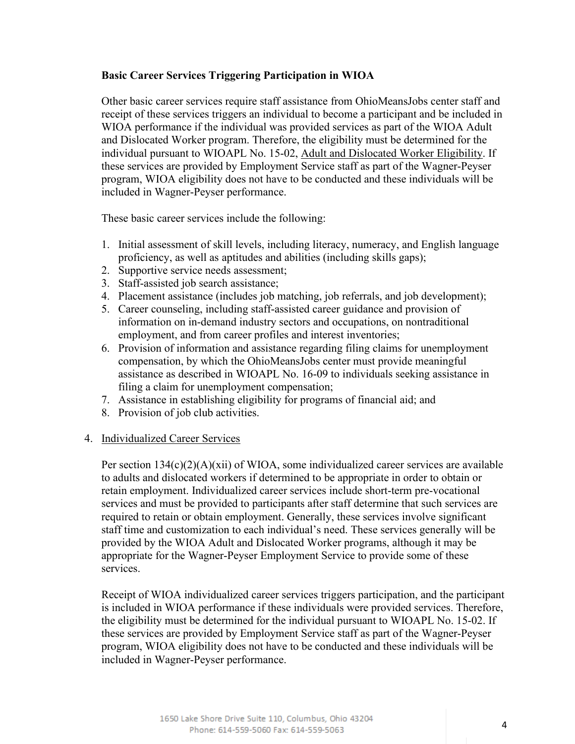**Basic Career Services Triggering Participation in WIOA**

Other basic career services require staff assistance from OhioMeansJobs center staff and receipt of these services triggers an individual to become a participant and be included in WIOA performance if the individual was provided services as part of the WIOA Adult and Dislocated Worker program. Therefore, the eligibility must be determined for the individual pursuant to WIOAPL No. 15-02, Adult and Dislocated Worker Eligibility. If these services are provided by Employment Service staff as part of the Wagner-Peyser program, WIOA eligibility does not have to be conducted and these individuals will be included in Wagner-Peyser performance.

These basic career services include the following:

1. Initial assessment of skill levels, including literacy, numeracy, and English language proficiency, as well as aptitudes and abilities (including skills gaps);
2. Supportive service needs assessment;
3. Staff-assisted job search assistance;
4. Placement assistance (includes job matching, job referrals, and job development);
5. Career counseling, including staff-assisted career guidance and provision of information on in-demand industry sectors and occupations, on nontraditional employment, and from career profiles and interest inventories;
6. Provision of information and assistance regarding filing claims for unemployment compensation, by which the OhioMeansJobs center must provide meaningful assistance as described in WIOAPL No. 16-09 to individuals seeking assistance in filing a claim for unemployment compensation;
7. Assistance in establishing eligibility for programs of financial aid; and
8. Provision of job club activities.

4. Individualized Career Services

Per section 134(c)(2)(A)(xii) of WIOA, some individualized career services are available to adults and dislocated workers if determined to be appropriate in order to obtain or retain employment. Individualized career services include short-term pre-vocational services and must be provided to participants after staff determine that such services are required to retain or obtain employment. Generally, these services involve significant staff time and customization to each individual's need. These services generally will be provided by the WIOA Adult and Dislocated Worker programs, although it may be appropriate for the Wagner-Peyser Employment Service to provide some of these services.

Receipt of WIOA individualized career services triggers participation, and the participant is included in WIOA performance if these individuals were provided services. Therefore, the eligibility must be determined for the individual pursuant to WIOAPL No. 15-02. If these services are provided by Employment Service staff as part of the Wagner-Peyser program, WIOA eligibility does not have to be conducted and these individuals will be included in Wagner-Peyser performance.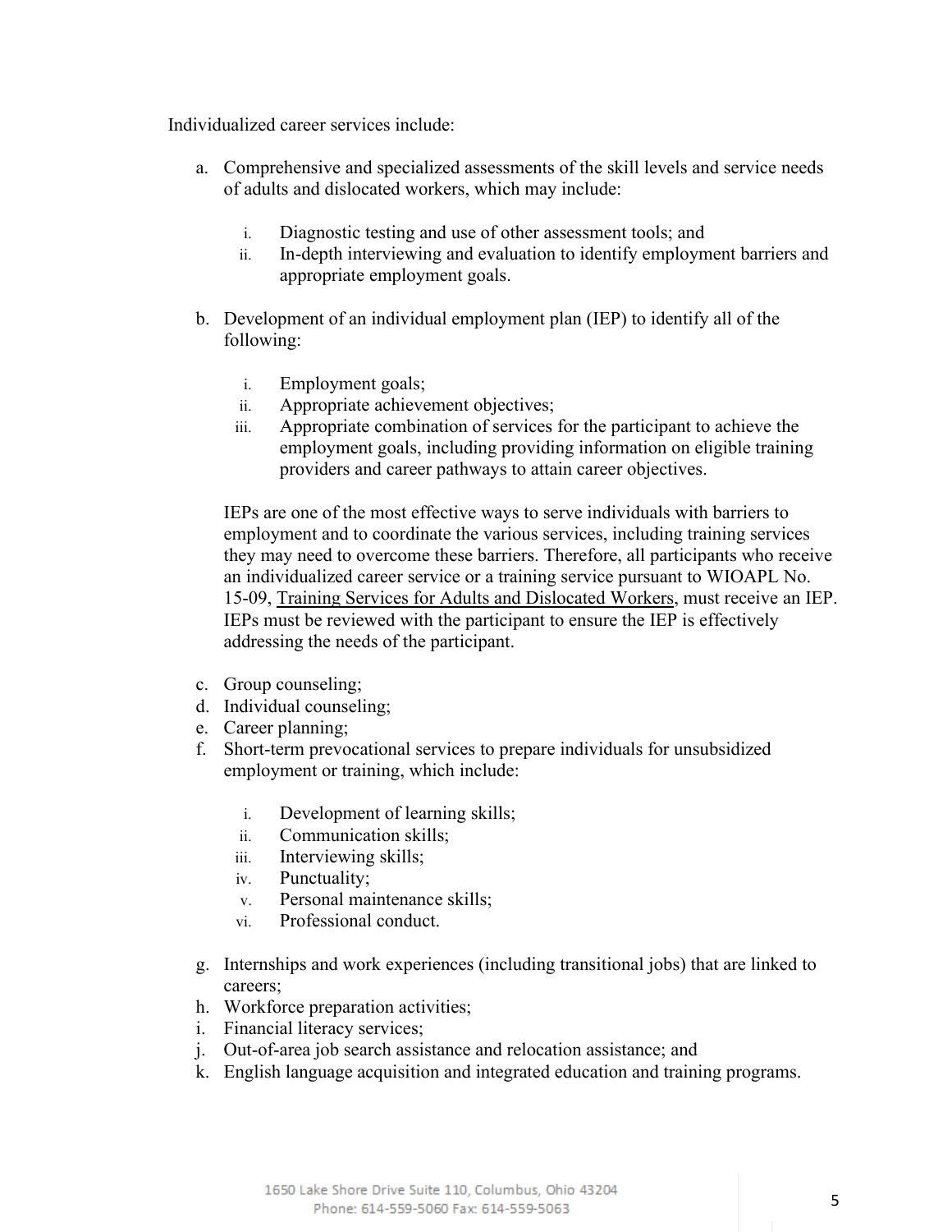Individualized career services include:

a. Comprehensive and specialized assessments of the skill levels and service needs of adults and dislocated workers, which may include:

    i. Diagnostic testing and use of other assessment tools; and
    ii. In-depth interviewing and evaluation to identify employment barriers and appropriate employment goals.

b. Development of an individual employment plan (IEP) to identify all of the following:

    i. Employment goals;
    ii. Appropriate achievement objectives;
    iii. Appropriate combination of services for the participant to achieve the employment goals, including providing information on eligible training providers and career pathways to attain career objectives.

    IEPs are one of the most effective ways to serve individuals with barriers to employment and to coordinate the various services, including training services they may need to overcome these barriers. Therefore, all participants who receive an individualized career service or a training service pursuant to WIOAPL No. 15-09, Training Services for Adults and Dislocated Workers, must receive an IEP. IEPs must be reviewed with the participant to ensure the IEP is effectively addressing the needs of the participant.

c. Group counseling;
d. Individual counseling;
e. Career planning;
f. Short-term prevocational services to prepare individuals for unsubsidized employment or training, which include:

    i. Development of learning skills;
    ii. Communication skills;
    iii. Interviewing skills;
    iv. Punctuality;
    v. Personal maintenance skills;
    vi. Professional conduct.

g. Internships and work experiences (including transitional jobs) that are linked to careers;
h. Workforce preparation activities;
i. Financial literacy services;
j. Out-of-area job search assistance and relocation assistance; and
k. English language acquisition and integrated education and training programs.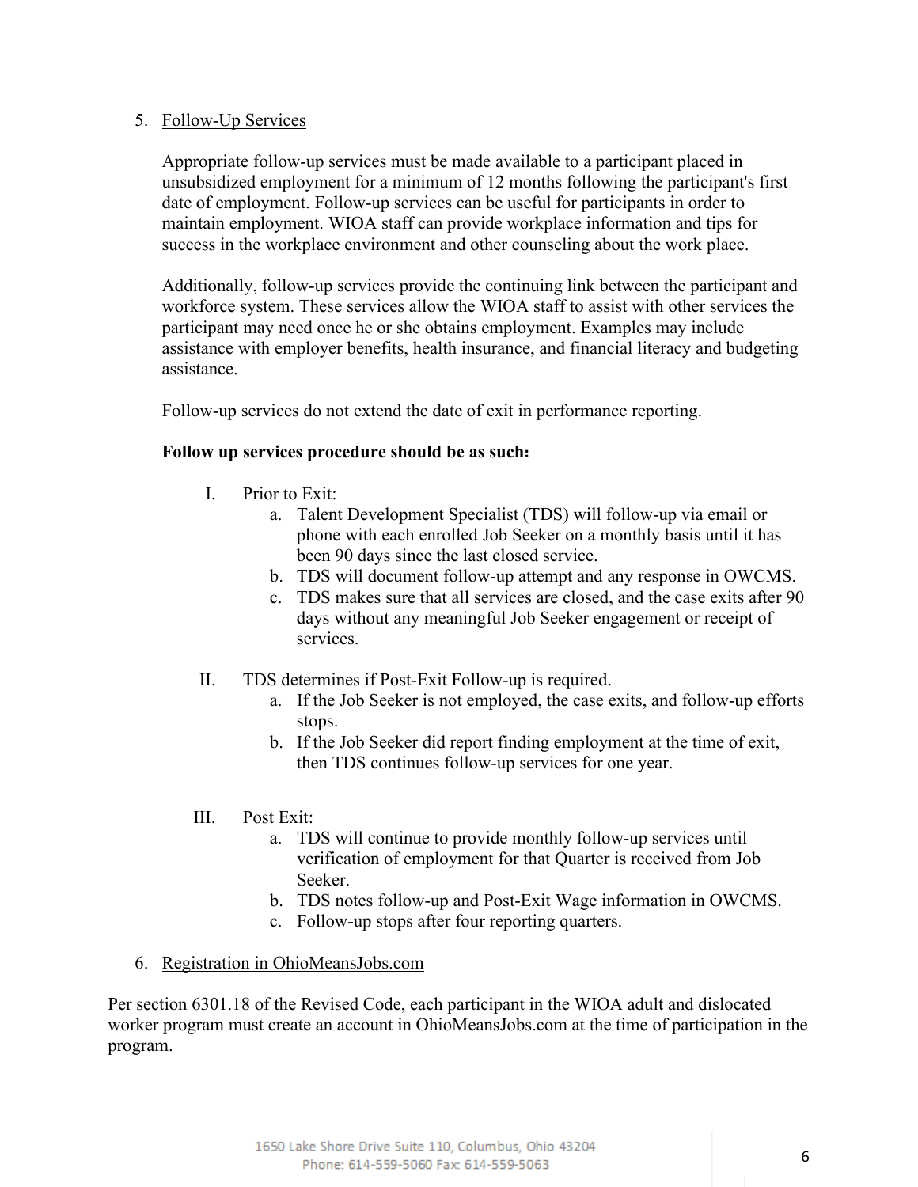5. Follow-Up Services

   Appropriate follow-up services must be made available to a participant placed in unsubsidized employment for a minimum of 12 months following the participant's first date of employment. Follow-up services can be useful for participants in order to maintain employment. WIOA staff can provide workplace information and tips for success in the workplace environment and other counseling about the work place.

   Additionally, follow-up services provide the continuing link between the participant and workforce system. These services allow the WIOA staff to assist with other services the participant may need once he or she obtains employment. Examples may include assistance with employer benefits, health insurance, and financial literacy and budgeting assistance.

   Follow-up services do not extend the date of exit in performance reporting.

   **Follow up services procedure should be as such:**

   I. Prior to Exit:
      a. Talent Development Specialist (TDS) will follow-up via email or phone with each enrolled Job Seeker on a monthly basis until it has been 90 days since the last closed service.
      b. TDS will document follow-up attempt and any response in OWCMS.
      c. TDS makes sure that all services are closed, and the case exits after 90 days without any meaningful Job Seeker engagement or receipt of services.

   II. TDS determines if Post-Exit Follow-up is required.
      a. If the Job Seeker is not employed, the case exits, and follow-up efforts stops.
      b. If the Job Seeker did report finding employment at the time of exit, then TDS continues follow-up services for one year.

   III. Post Exit:
      a. TDS will continue to provide monthly follow-up services until verification of employment for that Quarter is received from Job Seeker.
      b. TDS notes follow-up and Post-Exit Wage information in OWCMS.
      c. Follow-up stops after four reporting quarters.

6. Registration in OhioMeansJobs.com

Per section 6301.18 of the Revised Code, each participant in the WIOA adult and dislocated worker program must create an account in OhioMeansJobs.com at the time of participation in the program.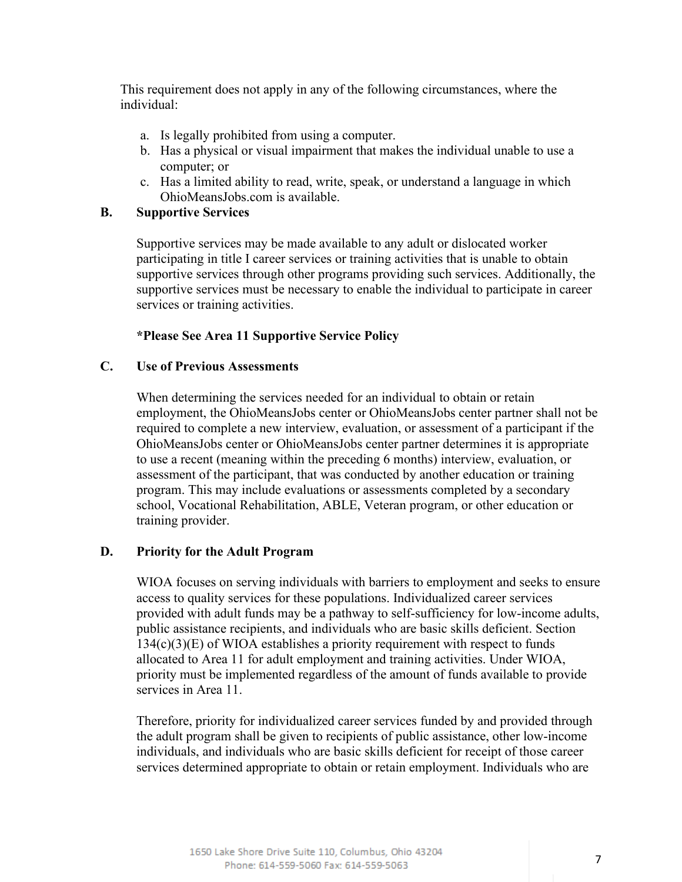This requirement does not apply in any of the following circumstances, where the individual:

a. Is legally prohibited from using a computer.
b. Has a physical or visual impairment that makes the individual unable to use a computer; or
c. Has a limited ability to read, write, speak, or understand a language in which OhioMeansJobs.com is available.

### B. Supportive Services

Supportive services may be made available to any adult or dislocated worker participating in title I career services or training activities that is unable to obtain supportive services through other programs providing such services. Additionally, the supportive services must be necessary to enable the individual to participate in career services or training activities.

**\*Please See Area 11 Supportive Service Policy**

### C. Use of Previous Assessments

When determining the services needed for an individual to obtain or retain employment, the OhioMeansJobs center or OhioMeansJobs center partner shall not be required to complete a new interview, evaluation, or assessment of a participant if the OhioMeansJobs center or OhioMeansJobs center partner determines it is appropriate to use a recent (meaning within the preceding 6 months) interview, evaluation, or assessment of the participant, that was conducted by another education or training program. This may include evaluations or assessments completed by a secondary school, Vocational Rehabilitation, ABLE, Veteran program, or other education or training provider.

### D. Priority for the Adult Program

WIOA focuses on serving individuals with barriers to employment and seeks to ensure access to quality services for these populations. Individualized career services provided with adult funds may be a pathway to self-sufficiency for low-income adults, public assistance recipients, and individuals who are basic skills deficient. Section 134(c)(3)(E) of WIOA establishes a priority requirement with respect to funds allocated to Area 11 for adult employment and training activities. Under WIOA, priority must be implemented regardless of the amount of funds available to provide services in Area 11.

Therefore, priority for individualized career services funded by and provided through the adult program shall be given to recipients of public assistance, other low-income individuals, and individuals who are basic skills deficient for receipt of those career services determined appropriate to obtain or retain employment. Individuals who are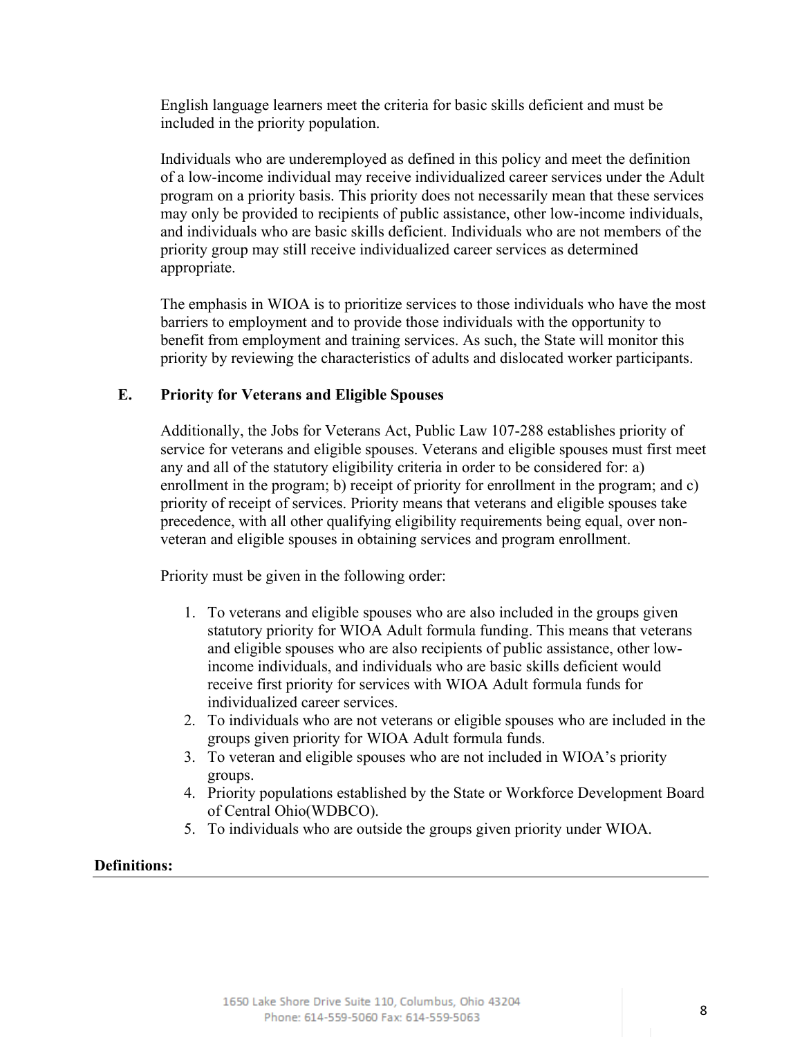English language learners meet the criteria for basic skills deficient and must be included in the priority population.

Individuals who are underemployed as defined in this policy and meet the definition of a low-income individual may receive individualized career services under the Adult program on a priority basis. This priority does not necessarily mean that these services may only be provided to recipients of public assistance, other low-income individuals, and individuals who are basic skills deficient. Individuals who are not members of the priority group may still receive individualized career services as determined appropriate.

The emphasis in WIOA is to prioritize services to those individuals who have the most barriers to employment and to provide those individuals with the opportunity to benefit from employment and training services. As such, the State will monitor this priority by reviewing the characteristics of adults and dislocated worker participants.

### E. Priority for Veterans and Eligible Spouses

Additionally, the Jobs for Veterans Act, Public Law 107-288 establishes priority of service for veterans and eligible spouses. Veterans and eligible spouses must first meet any and all of the statutory eligibility criteria in order to be considered for: a) enrollment in the program; b) receipt of priority for enrollment in the program; and c) priority of receipt of services. Priority means that veterans and eligible spouses take precedence, with all other qualifying eligibility requirements being equal, over non-veteran and eligible spouses in obtaining services and program enrollment.

Priority must be given in the following order:

1. To veterans and eligible spouses who are also included in the groups given statutory priority for WIOA Adult formula funding. This means that veterans and eligible spouses who are also recipients of public assistance, other low-income individuals, and individuals who are basic skills deficient would receive first priority for services with WIOA Adult formula funds for individualized career services.
2. To individuals who are not veterans or eligible spouses who are included in the groups given priority for WIOA Adult formula funds.
3. To veteran and eligible spouses who are not included in WIOA's priority groups.
4. Priority populations established by the State or Workforce Development Board of Central Ohio(WDBCO).
5. To individuals who are outside the groups given priority under WIOA.

**Definitions:**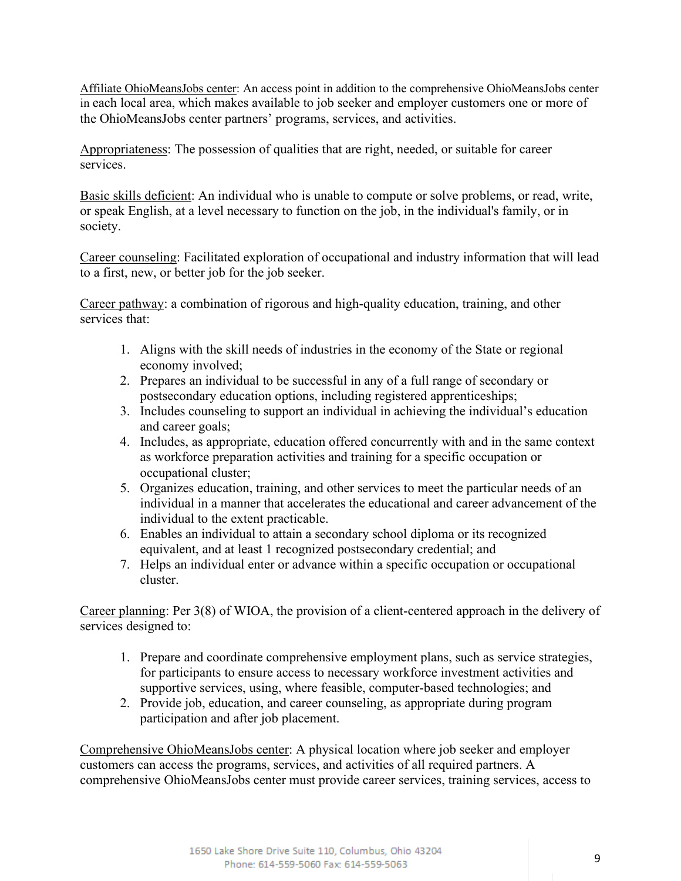Affiliate OhioMeansJobs center: An access point in addition to the comprehensive OhioMeansJobs center in each local area, which makes available to job seeker and employer customers one or more of the OhioMeansJobs center partners' programs, services, and activities.

Appropriateness: The possession of qualities that are right, needed, or suitable for career services.

Basic skills deficient: An individual who is unable to compute or solve problems, or read, write, or speak English, at a level necessary to function on the job, in the individual's family, or in society.

Career counseling: Facilitated exploration of occupational and industry information that will lead to a first, new, or better job for the job seeker.

Career pathway: a combination of rigorous and high-quality education, training, and other services that:

1. Aligns with the skill needs of industries in the economy of the State or regional economy involved;
2. Prepares an individual to be successful in any of a full range of secondary or postsecondary education options, including registered apprenticeships;
3. Includes counseling to support an individual in achieving the individual's education and career goals;
4. Includes, as appropriate, education offered concurrently with and in the same context as workforce preparation activities and training for a specific occupation or occupational cluster;
5. Organizes education, training, and other services to meet the particular needs of an individual in a manner that accelerates the educational and career advancement of the individual to the extent practicable.
6. Enables an individual to attain a secondary school diploma or its recognized equivalent, and at least 1 recognized postsecondary credential; and
7. Helps an individual enter or advance within a specific occupation or occupational cluster.

Career planning: Per 3(8) of WIOA, the provision of a client-centered approach in the delivery of services designed to:

1. Prepare and coordinate comprehensive employment plans, such as service strategies, for participants to ensure access to necessary workforce investment activities and supportive services, using, where feasible, computer-based technologies; and
2. Provide job, education, and career counseling, as appropriate during program participation and after job placement.

Comprehensive OhioMeansJobs center: A physical location where job seeker and employer customers can access the programs, services, and activities of all required partners. A comprehensive OhioMeansJobs center must provide career services, training services, access to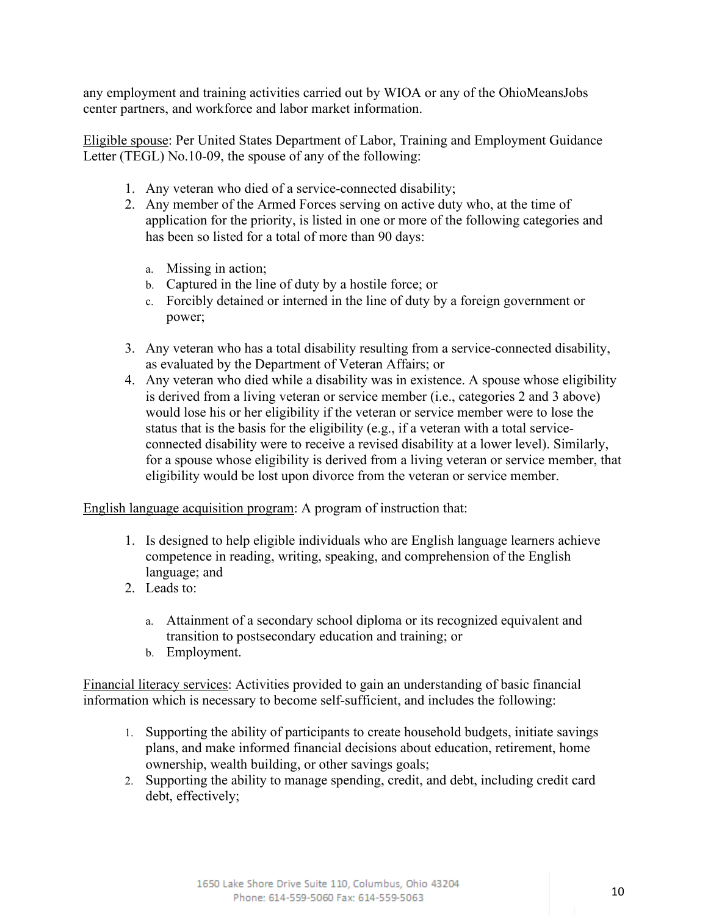any employment and training activities carried out by WIOA or any of the OhioMeansJobs center partners, and workforce and labor market information.

Eligible spouse: Per United States Department of Labor, Training and Employment Guidance Letter (TEGL) No.10-09, the spouse of any of the following:

1. Any veteran who died of a service-connected disability;
2. Any member of the Armed Forces serving on active duty who, at the time of application for the priority, is listed in one or more of the following categories and has been so listed for a total of more than 90 days:

    a. Missing in action;
    b. Captured in the line of duty by a hostile force; or
    c. Forcibly detained or interned in the line of duty by a foreign government or power;

3. Any veteran who has a total disability resulting from a service-connected disability, as evaluated by the Department of Veteran Affairs; or
4. Any veteran who died while a disability was in existence. A spouse whose eligibility is derived from a living veteran or service member (i.e., categories 2 and 3 above) would lose his or her eligibility if the veteran or service member were to lose the status that is the basis for the eligibility (e.g., if a veteran with a total service-connected disability were to receive a revised disability at a lower level). Similarly, for a spouse whose eligibility is derived from a living veteran or service member, that eligibility would be lost upon divorce from the veteran or service member.

English language acquisition program: A program of instruction that:

1. Is designed to help eligible individuals who are English language learners achieve competence in reading, writing, speaking, and comprehension of the English language; and
2. Leads to:

    a. Attainment of a secondary school diploma or its recognized equivalent and transition to postsecondary education and training; or
    b. Employment.

Financial literacy services: Activities provided to gain an understanding of basic financial information which is necessary to become self-sufficient, and includes the following:

1. Supporting the ability of participants to create household budgets, initiate savings plans, and make informed financial decisions about education, retirement, home ownership, wealth building, or other savings goals;
2. Supporting the ability to manage spending, credit, and debt, including credit card debt, effectively;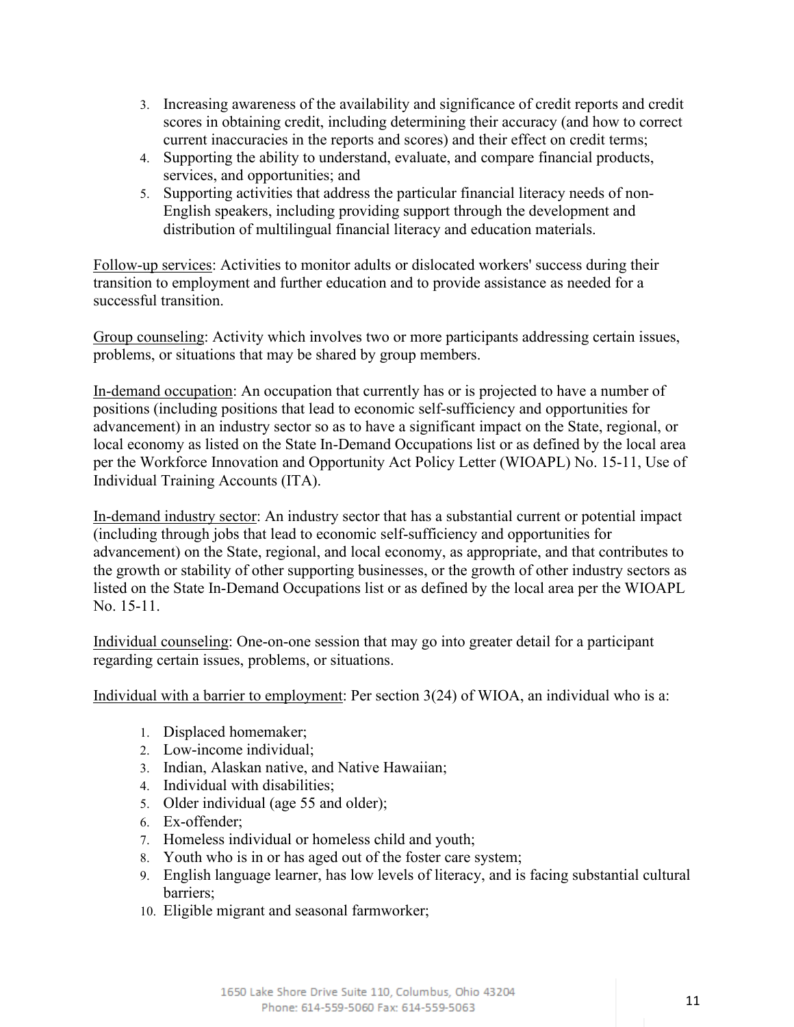3. Increasing awareness of the availability and significance of credit reports and credit scores in obtaining credit, including determining their accuracy (and how to correct current inaccuracies in the reports and scores) and their effect on credit terms;
4. Supporting the ability to understand, evaluate, and compare financial products, services, and opportunities; and
5. Supporting activities that address the particular financial literacy needs of non-English speakers, including providing support through the development and distribution of multilingual financial literacy and education materials.

<u>Follow-up services</u>: Activities to monitor adults or dislocated workers' success during their transition to employment and further education and to provide assistance as needed for a successful transition.

<u>Group counseling</u>: Activity which involves two or more participants addressing certain issues, problems, or situations that may be shared by group members.

<u>In-demand occupation</u>: An occupation that currently has or is projected to have a number of positions (including positions that lead to economic self-sufficiency and opportunities for advancement) in an industry sector so as to have a significant impact on the State, regional, or local economy as listed on the State In-Demand Occupations list or as defined by the local area per the Workforce Innovation and Opportunity Act Policy Letter (WIOAPL) No. 15-11, Use of Individual Training Accounts (ITA).

<u>In-demand industry sector</u>: An industry sector that has a substantial current or potential impact (including through jobs that lead to economic self-sufficiency and opportunities for advancement) on the State, regional, and local economy, as appropriate, and that contributes to the growth or stability of other supporting businesses, or the growth of other industry sectors as listed on the State In-Demand Occupations list or as defined by the local area per the WIOAPL No. 15-11.

<u>Individual counseling</u>: One-on-one session that may go into greater detail for a participant regarding certain issues, problems, or situations.

<u>Individual with a barrier to employment</u>: Per section 3(24) of WIOA, an individual who is a:

1. Displaced homemaker;
2. Low-income individual;
3. Indian, Alaskan native, and Native Hawaiian;
4. Individual with disabilities;
5. Older individual (age 55 and older);
6. Ex-offender;
7. Homeless individual or homeless child and youth;
8. Youth who is in or has aged out of the foster care system;
9. English language learner, has low levels of literacy, and is facing substantial cultural barriers;
10. Eligible migrant and seasonal farmworker;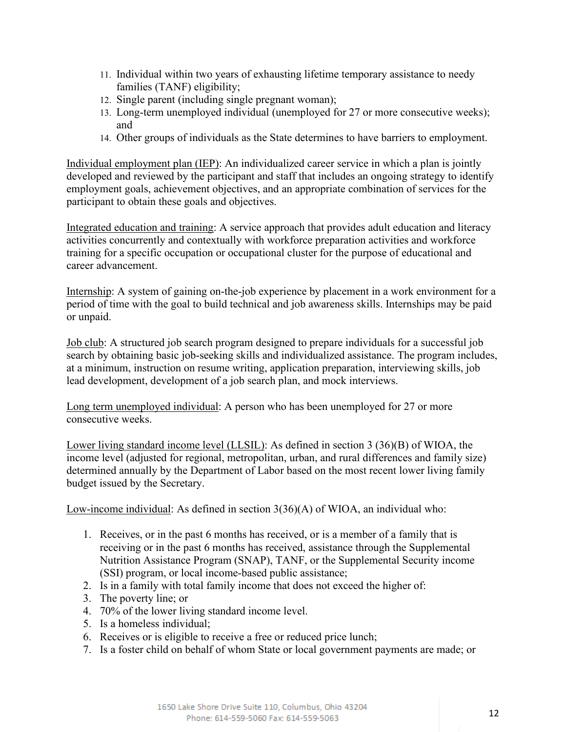11. Individual within two years of exhausting lifetime temporary assistance to needy families (TANF) eligibility;
12. Single parent (including single pregnant woman);
13. Long-term unemployed individual (unemployed for 27 or more consecutive weeks); and
14. Other groups of individuals as the State determines to have barriers to employment.

<u>Individual employment plan (IEP)</u>: An individualized career service in which a plan is jointly developed and reviewed by the participant and staff that includes an ongoing strategy to identify employment goals, achievement objectives, and an appropriate combination of services for the participant to obtain these goals and objectives.

<u>Integrated education and training</u>: A service approach that provides adult education and literacy activities concurrently and contextually with workforce preparation activities and workforce training for a specific occupation or occupational cluster for the purpose of educational and career advancement.

<u>Internship</u>: A system of gaining on-the-job experience by placement in a work environment for a period of time with the goal to build technical and job awareness skills. Internships may be paid or unpaid.

<u>Job club</u>: A structured job search program designed to prepare individuals for a successful job search by obtaining basic job-seeking skills and individualized assistance. The program includes, at a minimum, instruction on resume writing, application preparation, interviewing skills, job lead development, development of a job search plan, and mock interviews.

<u>Long term unemployed individual</u>: A person who has been unemployed for 27 or more consecutive weeks.

<u>Lower living standard income level (LLSIL)</u>: As defined in section 3 (36)(B) of WIOA, the income level (adjusted for regional, metropolitan, urban, and rural differences and family size) determined annually by the Department of Labor based on the most recent lower living family budget issued by the Secretary.

<u>Low-income individual</u>: As defined in section 3(36)(A) of WIOA, an individual who:

1. Receives, or in the past 6 months has received, or is a member of a family that is receiving or in the past 6 months has received, assistance through the Supplemental Nutrition Assistance Program (SNAP), TANF, or the Supplemental Security income (SSI) program, or local income-based public assistance;
2. Is in a family with total family income that does not exceed the higher of:
3. The poverty line; or
4. 70% of the lower living standard income level.
5. Is a homeless individual;
6. Receives or is eligible to receive a free or reduced price lunch;
7. Is a foster child on behalf of whom State or local government payments are made; or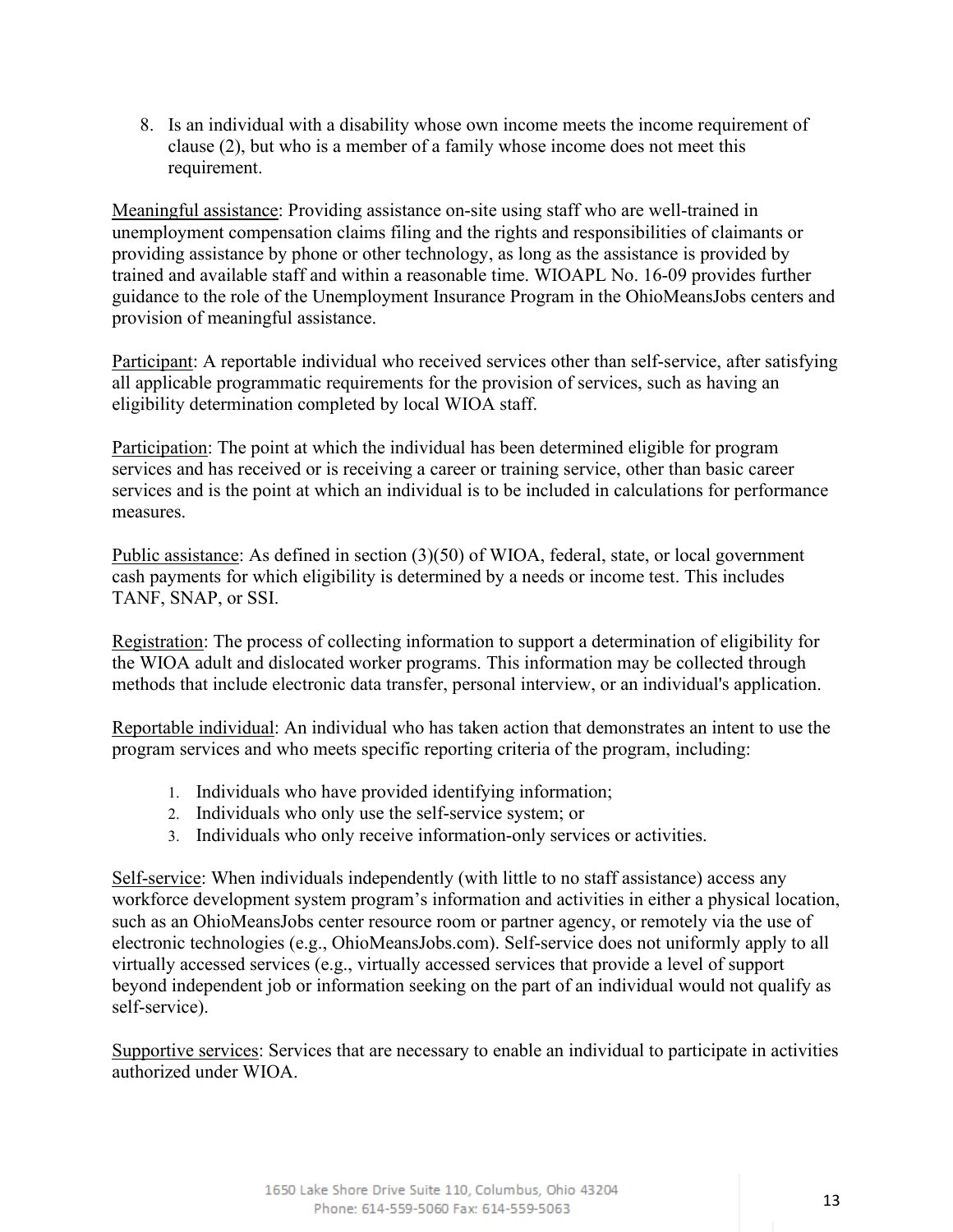8. Is an individual with a disability whose own income meets the income requirement of clause (2), but who is a member of a family whose income does not meet this requirement.

<u>Meaningful assistance</u>: Providing assistance on-site using staff who are well-trained in unemployment compensation claims filing and the rights and responsibilities of claimants or providing assistance by phone or other technology, as long as the assistance is provided by trained and available staff and within a reasonable time. WIOAPL No. 16-09 provides further guidance to the role of the Unemployment Insurance Program in the OhioMeansJobs centers and provision of meaningful assistance.

<u>Participant</u>: A reportable individual who received services other than self-service, after satisfying all applicable programmatic requirements for the provision of services, such as having an eligibility determination completed by local WIOA staff.

<u>Participation</u>: The point at which the individual has been determined eligible for program services and has received or is receiving a career or training service, other than basic career services and is the point at which an individual is to be included in calculations for performance measures.

<u>Public assistance</u>: As defined in section (3)(50) of WIOA, federal, state, or local government cash payments for which eligibility is determined by a needs or income test. This includes TANF, SNAP, or SSI.

<u>Registration</u>: The process of collecting information to support a determination of eligibility for the WIOA adult and dislocated worker programs. This information may be collected through methods that include electronic data transfer, personal interview, or an individual's application.

<u>Reportable individual</u>: An individual who has taken action that demonstrates an intent to use the program services and who meets specific reporting criteria of the program, including:

1. Individuals who have provided identifying information;
2. Individuals who only use the self-service system; or
3. Individuals who only receive information-only services or activities.

<u>Self-service</u>: When individuals independently (with little to no staff assistance) access any workforce development system program's information and activities in either a physical location, such as an OhioMeansJobs center resource room or partner agency, or remotely via the use of electronic technologies (e.g., OhioMeansJobs.com). Self-service does not uniformly apply to all virtually accessed services (e.g., virtually accessed services that provide a level of support beyond independent job or information seeking on the part of an individual would not qualify as self-service).

<u>Supportive services</u>: Services that are necessary to enable an individual to participate in activities authorized under WIOA.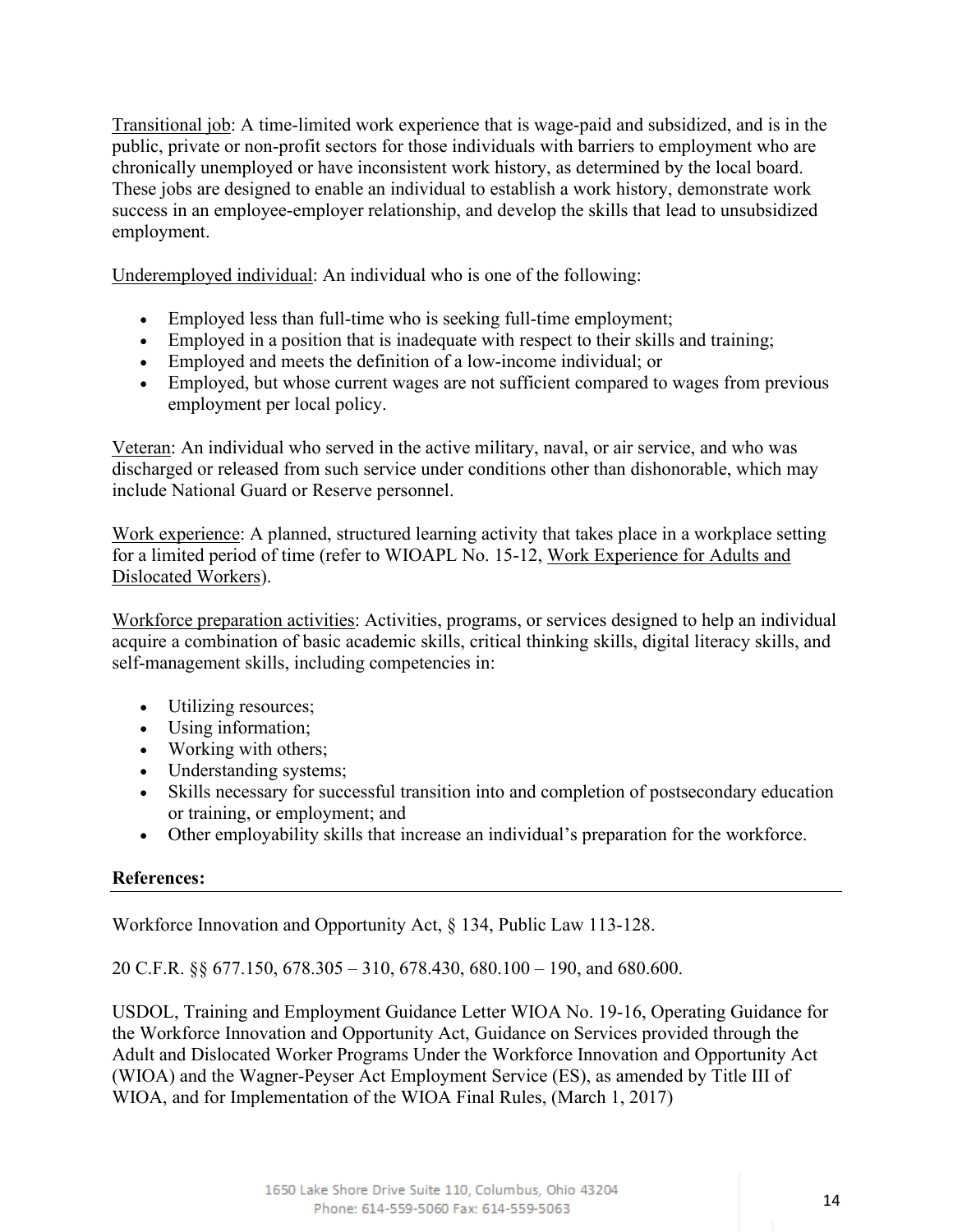Transitional job: A time-limited work experience that is wage-paid and subsidized, and is in the public, private or non-profit sectors for those individuals with barriers to employment who are chronically unemployed or have inconsistent work history, as determined by the local board. These jobs are designed to enable an individual to establish a work history, demonstrate work success in an employee-employer relationship, and develop the skills that lead to unsubsidized employment.

Underemployed individual: An individual who is one of the following:

- Employed less than full-time who is seeking full-time employment;
- Employed in a position that is inadequate with respect to their skills and training;
- Employed and meets the definition of a low-income individual; or
- Employed, but whose current wages are not sufficient compared to wages from previous employment per local policy.

Veteran: An individual who served in the active military, naval, or air service, and who was discharged or released from such service under conditions other than dishonorable, which may include National Guard or Reserve personnel.

Work experience: A planned, structured learning activity that takes place in a workplace setting for a limited period of time (refer to WIOAPL No. 15-12, Work Experience for Adults and Dislocated Workers).

Workforce preparation activities: Activities, programs, or services designed to help an individual acquire a combination of basic academic skills, critical thinking skills, digital literacy skills, and self-management skills, including competencies in:

- Utilizing resources;
- Using information;
- Working with others;
- Understanding systems;
- Skills necessary for successful transition into and completion of postsecondary education or training, or employment; and
- Other employability skills that increase an individual's preparation for the workforce.

**References:**

Workforce Innovation and Opportunity Act, § 134, Public Law 113-128.

20 C.F.R. §§ 677.150, 678.305 – 310, 678.430, 680.100 – 190, and 680.600.

USDOL, Training and Employment Guidance Letter WIOA No. 19-16, Operating Guidance for the Workforce Innovation and Opportunity Act, Guidance on Services provided through the Adult and Dislocated Worker Programs Under the Workforce Innovation and Opportunity Act (WIOA) and the Wagner-Peyser Act Employment Service (ES), as amended by Title III of WIOA, and for Implementation of the WIOA Final Rules, (March 1, 2017)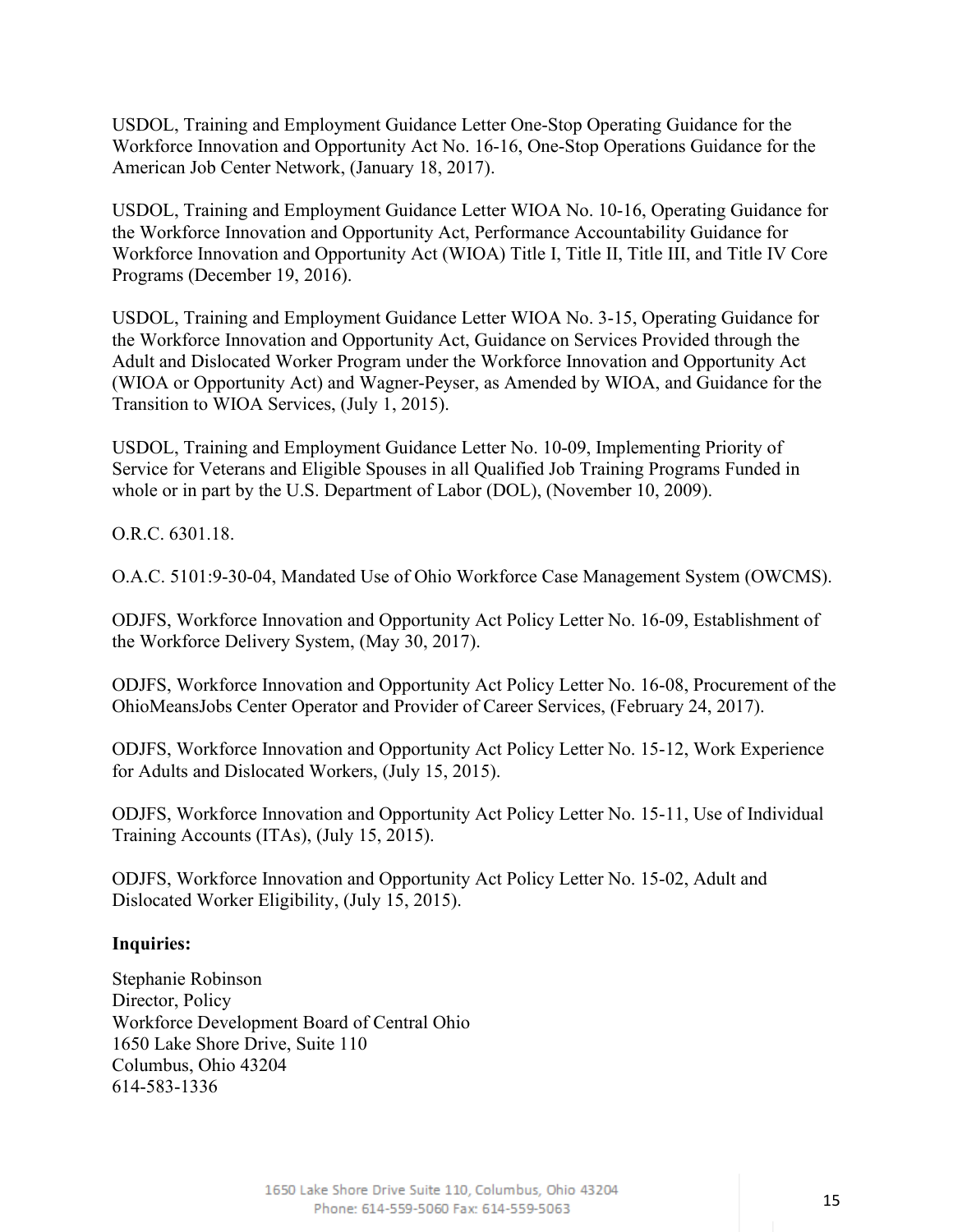USDOL, Training and Employment Guidance Letter One-Stop Operating Guidance for the Workforce Innovation and Opportunity Act No. 16-16, One-Stop Operations Guidance for the American Job Center Network, (January 18, 2017).

USDOL, Training and Employment Guidance Letter WIOA No. 10-16, Operating Guidance for the Workforce Innovation and Opportunity Act, Performance Accountability Guidance for Workforce Innovation and Opportunity Act (WIOA) Title I, Title II, Title III, and Title IV Core Programs (December 19, 2016).

USDOL, Training and Employment Guidance Letter WIOA No. 3-15, Operating Guidance for the Workforce Innovation and Opportunity Act, Guidance on Services Provided through the Adult and Dislocated Worker Program under the Workforce Innovation and Opportunity Act (WIOA or Opportunity Act) and Wagner-Peyser, as Amended by WIOA, and Guidance for the Transition to WIOA Services, (July 1, 2015).

USDOL, Training and Employment Guidance Letter No. 10-09, Implementing Priority of Service for Veterans and Eligible Spouses in all Qualified Job Training Programs Funded in whole or in part by the U.S. Department of Labor (DOL), (November 10, 2009).

O.R.C. 6301.18.

O.A.C. 5101:9-30-04, Mandated Use of Ohio Workforce Case Management System (OWCMS).

ODJFS, Workforce Innovation and Opportunity Act Policy Letter No. 16-09, Establishment of the Workforce Delivery System, (May 30, 2017).

ODJFS, Workforce Innovation and Opportunity Act Policy Letter No. 16-08, Procurement of the OhioMeansJobs Center Operator and Provider of Career Services, (February 24, 2017).

ODJFS, Workforce Innovation and Opportunity Act Policy Letter No. 15-12, Work Experience for Adults and Dislocated Workers, (July 15, 2015).

ODJFS, Workforce Innovation and Opportunity Act Policy Letter No. 15-11, Use of Individual Training Accounts (ITAs), (July 15, 2015).

ODJFS, Workforce Innovation and Opportunity Act Policy Letter No. 15-02, Adult and Dislocated Worker Eligibility, (July 15, 2015).

**Inquiries:**

Stephanie Robinson
Director, Policy
Workforce Development Board of Central Ohio
1650 Lake Shore Drive, Suite 110
Columbus, Ohio 43204
614-583-1336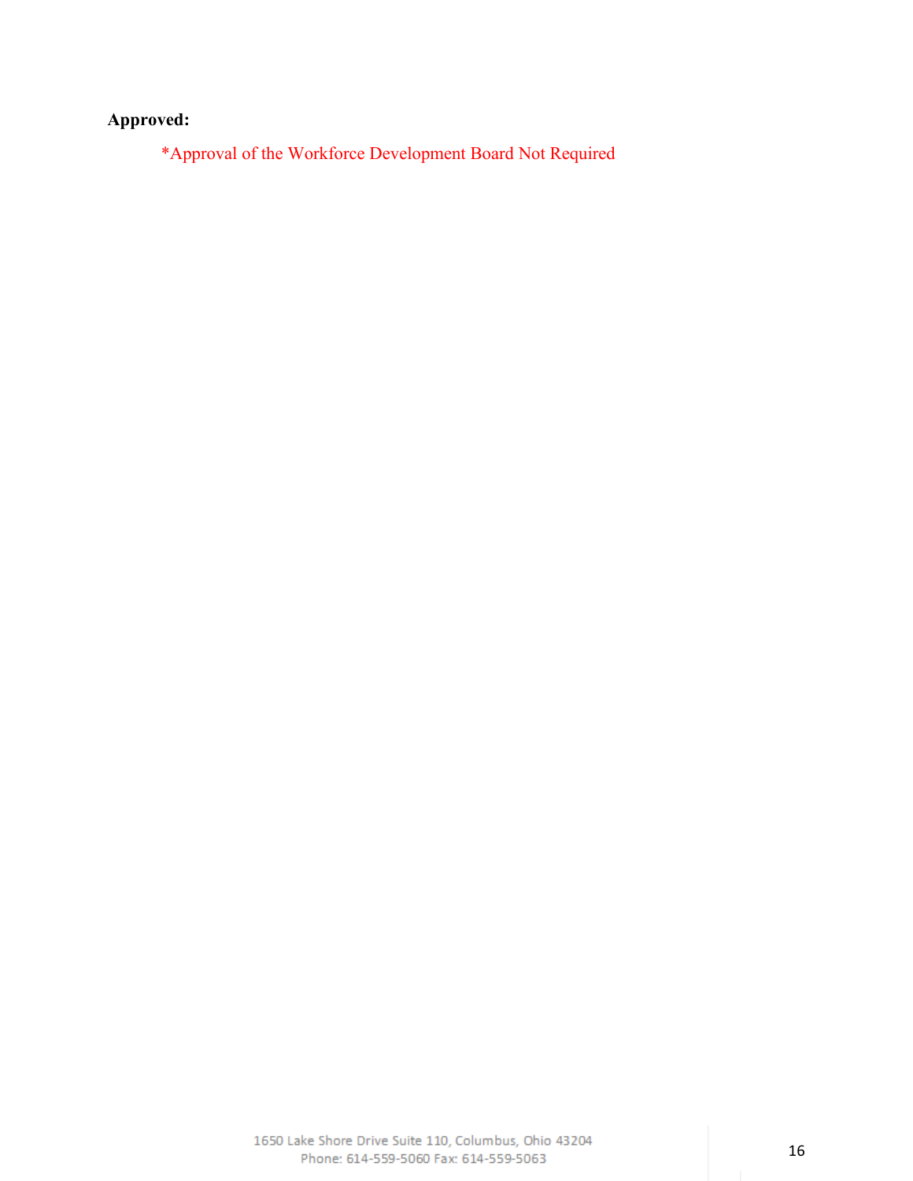**Approved:**

*Approval of the Workforce Development Board Not Required